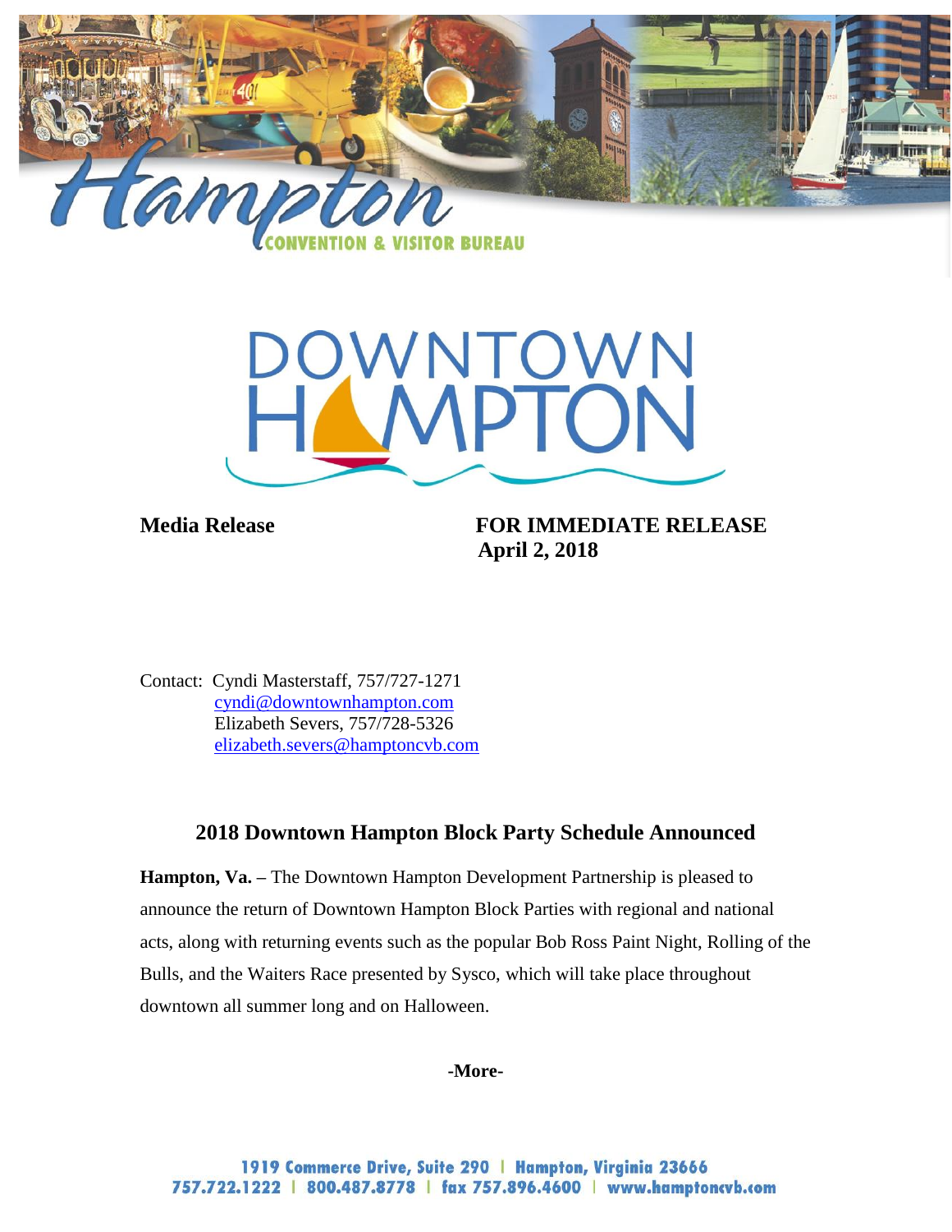**Media Release** **FOR IMMEDIATE RELEASE**
**April 2, 2018**

Contact: Cyndi Masterstaff, 757/727-1271
cyndi@downtownhampton.com
Elizabeth Severs, 757/728-5326
elizabeth.severs@hamptoncvb.com

## 2018 Downtown Hampton Block Party Schedule Announced

**Hampton, Va. –** The Downtown Hampton Development Partnership is pleased to announce the return of Downtown Hampton Block Parties with regional and national acts, along with returning events such as the popular Bob Ross Paint Night, Rolling of the Bulls, and the Waiters Race presented by Sysco, which will take place throughout downtown all summer long and on Halloween.

**-More-**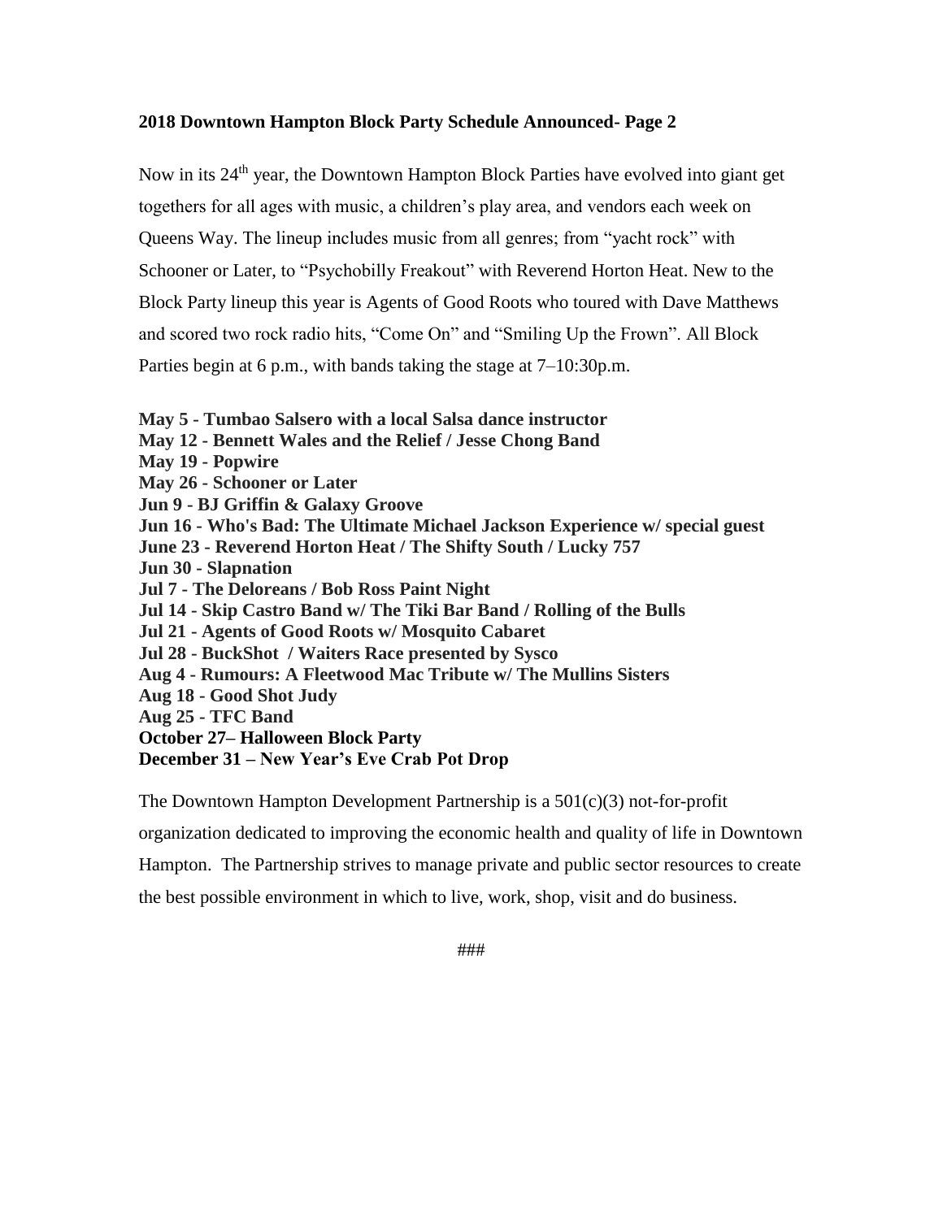**2018 Downtown Hampton Block Party Schedule Announced- Page 2**

Now in its 24th year, the Downtown Hampton Block Parties have evolved into giant get togethers for all ages with music, a children's play area, and vendors each week on Queens Way. The lineup includes music from all genres; from "yacht rock" with Schooner or Later, to "Psychobilly Freakout" with Reverend Horton Heat. New to the Block Party lineup this year is Agents of Good Roots who toured with Dave Matthews and scored two rock radio hits, "Come On" and "Smiling Up the Frown". All Block Parties begin at 6 p.m., with bands taking the stage at 7–10:30p.m.

**May 5 - Tumbao Salsero with a local Salsa dance instructor**
**May 12 - Bennett Wales and the Relief / Jesse Chong Band**
**May 19 - Popwire**
**May 26 - Schooner or Later**
**Jun 9 - BJ Griffin & Galaxy Groove**
**Jun 16 - Who's Bad: The Ultimate Michael Jackson Experience w/ special guest**
**June 23 - Reverend Horton Heat / The Shifty South / Lucky 757**
**Jun 30 - Slapnation**
**Jul 7 - The Deloreans / Bob Ross Paint Night**
**Jul 14 - Skip Castro Band w/ The Tiki Bar Band / Rolling of the Bulls**
**Jul 21 - Agents of Good Roots w/ Mosquito Cabaret**
**Jul 28 - BuckShot / Waiters Race presented by Sysco**
**Aug 4 - Rumours: A Fleetwood Mac Tribute w/ The Mullins Sisters**
**Aug 18 - Good Shot Judy**
**Aug 25 - TFC Band**
**October 27– Halloween Block Party**
**December 31 – New Year's Eve Crab Pot Drop**

The Downtown Hampton Development Partnership is a 501(c)(3) not-for-profit organization dedicated to improving the economic health and quality of life in Downtown Hampton. The Partnership strives to manage private and public sector resources to create the best possible environment in which to live, work, shop, visit and do business.

###